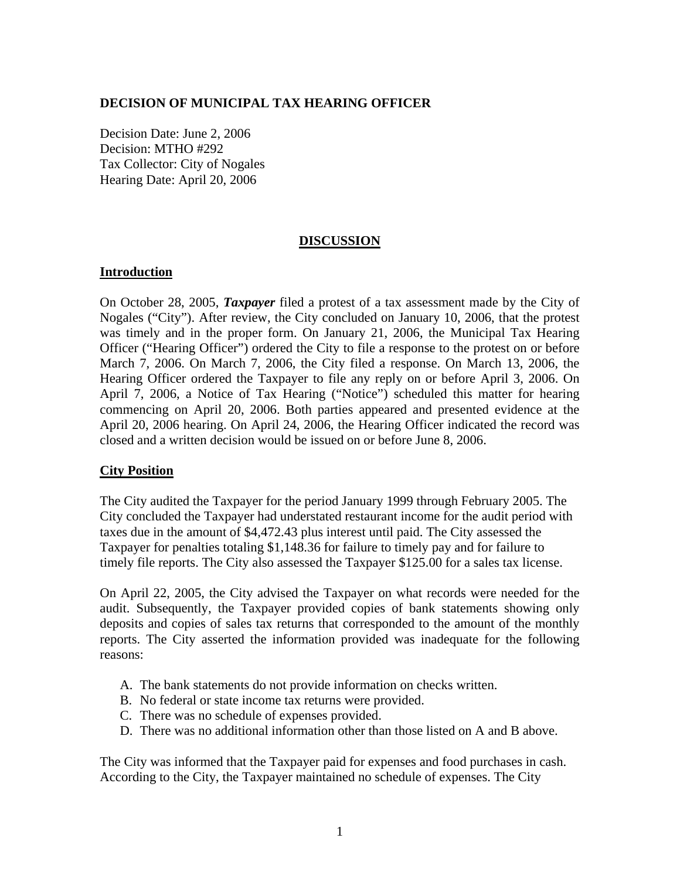**DECISION OF MUNICIPAL TAX HEARING OFFICER**

Decision Date: June 2, 2006
Decision: MTHO #292
Tax Collector: City of Nogales
Hearing Date: April 20, 2006

## DISCUSSION

### Introduction

On October 28, 2005, ***Taxpayer*** filed a protest of a tax assessment made by the City of Nogales ("City"). After review, the City concluded on January 10, 2006, that the protest was timely and in the proper form. On January 21, 2006, the Municipal Tax Hearing Officer ("Hearing Officer") ordered the City to file a response to the protest on or before March 7, 2006. On March 7, 2006, the City filed a response. On March 13, 2006, the Hearing Officer ordered the Taxpayer to file any reply on or before April 3, 2006. On April 7, 2006, a Notice of Tax Hearing ("Notice") scheduled this matter for hearing commencing on April 20, 2006. Both parties appeared and presented evidence at the April 20, 2006 hearing. On April 24, 2006, the Hearing Officer indicated the record was closed and a written decision would be issued on or before June 8, 2006.

### City Position

The City audited the Taxpayer for the period January 1999 through February 2005. The City concluded the Taxpayer had understated restaurant income for the audit period with taxes due in the amount of $4,472.43 plus interest until paid. The City assessed the Taxpayer for penalties totaling $1,148.36 for failure to timely pay and for failure to timely file reports. The City also assessed the Taxpayer $125.00 for a sales tax license.

On April 22, 2005, the City advised the Taxpayer on what records were needed for the audit. Subsequently, the Taxpayer provided copies of bank statements showing only deposits and copies of sales tax returns that corresponded to the amount of the monthly reports. The City asserted the information provided was inadequate for the following reasons:

A. The bank statements do not provide information on checks written.
B. No federal or state income tax returns were provided.
C. There was no schedule of expenses provided.
D. There was no additional information other than those listed on A and B above.

The City was informed that the Taxpayer paid for expenses and food purchases in cash. According to the City, the Taxpayer maintained no schedule of expenses. The City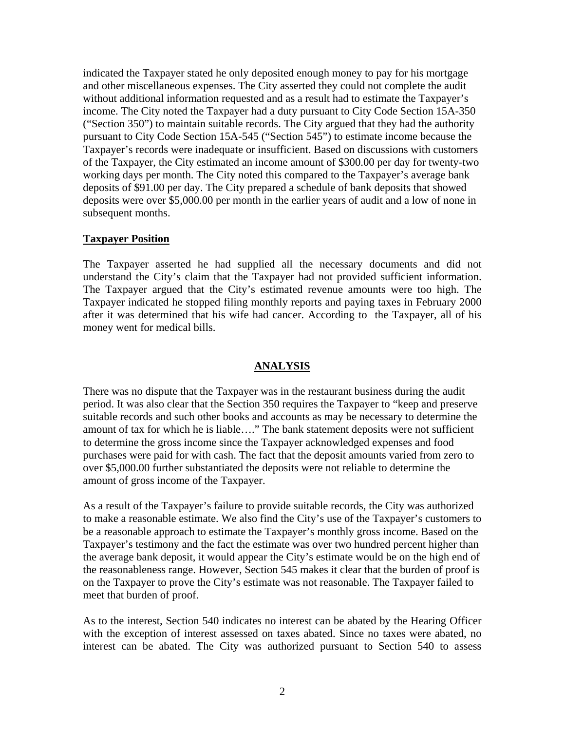indicated the Taxpayer stated he only deposited enough money to pay for his mortgage and other miscellaneous expenses. The City asserted they could not complete the audit without additional information requested and as a result had to estimate the Taxpayer's income. The City noted the Taxpayer had a duty pursuant to City Code Section 15A-350 ("Section 350") to maintain suitable records. The City argued that they had the authority pursuant to City Code Section 15A-545 ("Section 545") to estimate income because the Taxpayer's records were inadequate or insufficient. Based on discussions with customers of the Taxpayer, the City estimated an income amount of $300.00 per day for twenty-two working days per month. The City noted this compared to the Taxpayer's average bank deposits of $91.00 per day. The City prepared a schedule of bank deposits that showed deposits were over $5,000.00 per month in the earlier years of audit and a low of none in subsequent months.

**Taxpayer Position**

The Taxpayer asserted he had supplied all the necessary documents and did not understand the City's claim that the Taxpayer had not provided sufficient information. The Taxpayer argued that the City's estimated revenue amounts were too high. The Taxpayer indicated he stopped filing monthly reports and paying taxes in February 2000 after it was determined that his wife had cancer. According to the Taxpayer, all of his money went for medical bills.

## ANALYSIS

There was no dispute that the Taxpayer was in the restaurant business during the audit period. It was also clear that the Section 350 requires the Taxpayer to "keep and preserve suitable records and such other books and accounts as may be necessary to determine the amount of tax for which he is liable…." The bank statement deposits were not sufficient to determine the gross income since the Taxpayer acknowledged expenses and food purchases were paid for with cash. The fact that the deposit amounts varied from zero to over $5,000.00 further substantiated the deposits were not reliable to determine the amount of gross income of the Taxpayer.

As a result of the Taxpayer's failure to provide suitable records, the City was authorized to make a reasonable estimate. We also find the City's use of the Taxpayer's customers to be a reasonable approach to estimate the Taxpayer's monthly gross income. Based on the Taxpayer's testimony and the fact the estimate was over two hundred percent higher than the average bank deposit, it would appear the City's estimate would be on the high end of the reasonableness range. However, Section 545 makes it clear that the burden of proof is on the Taxpayer to prove the City's estimate was not reasonable. The Taxpayer failed to meet that burden of proof.

As to the interest, Section 540 indicates no interest can be abated by the Hearing Officer with the exception of interest assessed on taxes abated. Since no taxes were abated, no interest can be abated. The City was authorized pursuant to Section 540 to assess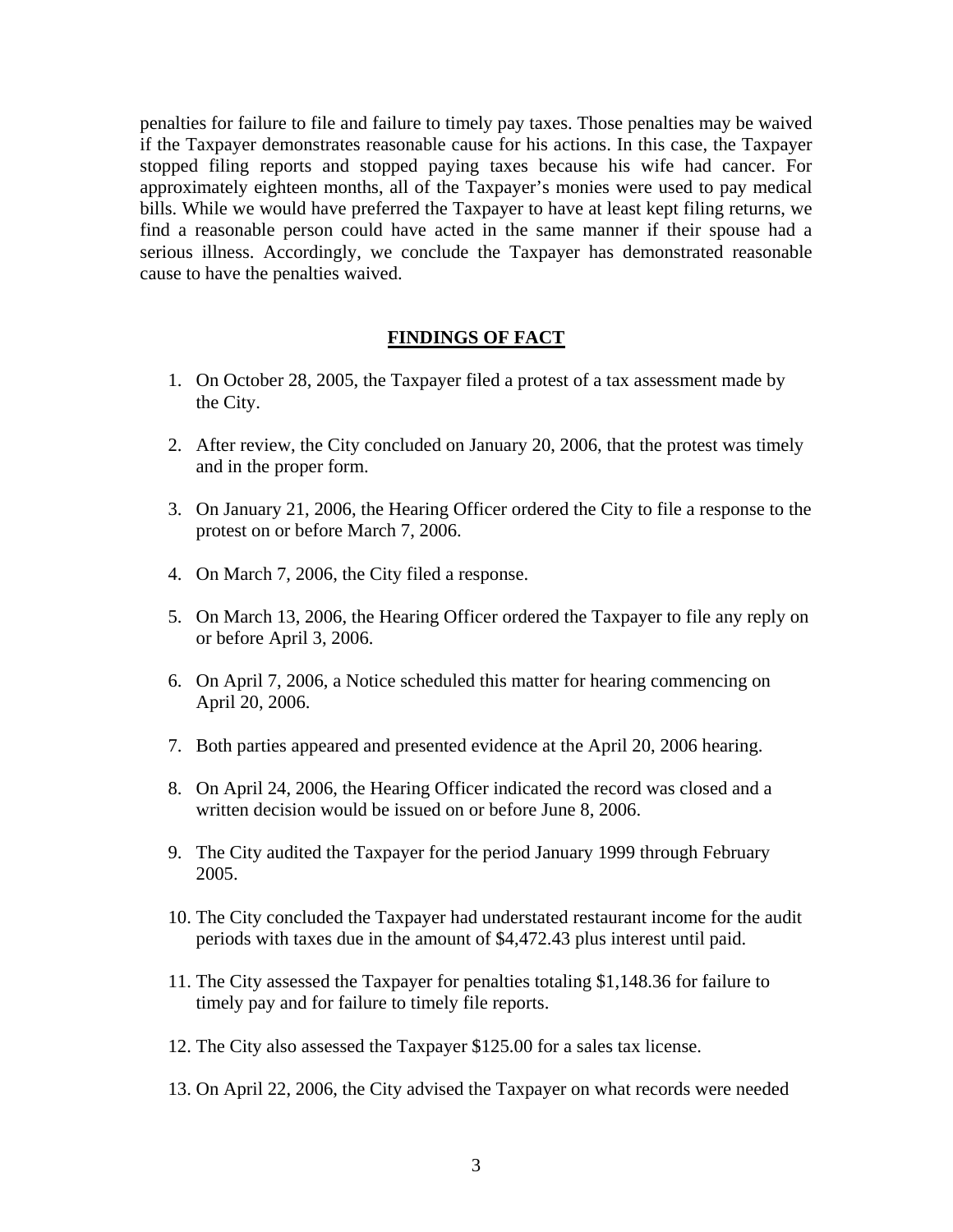penalties for failure to file and failure to timely pay taxes. Those penalties may be waived if the Taxpayer demonstrates reasonable cause for his actions. In this case, the Taxpayer stopped filing reports and stopped paying taxes because his wife had cancer. For approximately eighteen months, all of the Taxpayer's monies were used to pay medical bills. While we would have preferred the Taxpayer to have at least kept filing returns, we find a reasonable person could have acted in the same manner if their spouse had a serious illness. Accordingly, we conclude the Taxpayer has demonstrated reasonable cause to have the penalties waived.

## FINDINGS OF FACT

1. On October 28, 2005, the Taxpayer filed a protest of a tax assessment made by the City.
2. After review, the City concluded on January 20, 2006, that the protest was timely and in the proper form.
3. On January 21, 2006, the Hearing Officer ordered the City to file a response to the protest on or before March 7, 2006.
4. On March 7, 2006, the City filed a response.
5. On March 13, 2006, the Hearing Officer ordered the Taxpayer to file any reply on or before April 3, 2006.
6. On April 7, 2006, a Notice scheduled this matter for hearing commencing on April 20, 2006.
7. Both parties appeared and presented evidence at the April 20, 2006 hearing.
8. On April 24, 2006, the Hearing Officer indicated the record was closed and a written decision would be issued on or before June 8, 2006.
9. The City audited the Taxpayer for the period January 1999 through February 2005.
10. The City concluded the Taxpayer had understated restaurant income for the audit periods with taxes due in the amount of $4,472.43 plus interest until paid.
11. The City assessed the Taxpayer for penalties totaling $1,148.36 for failure to timely pay and for failure to timely file reports.
12. The City also assessed the Taxpayer $125.00 for a sales tax license.
13. On April 22, 2006, the City advised the Taxpayer on what records were needed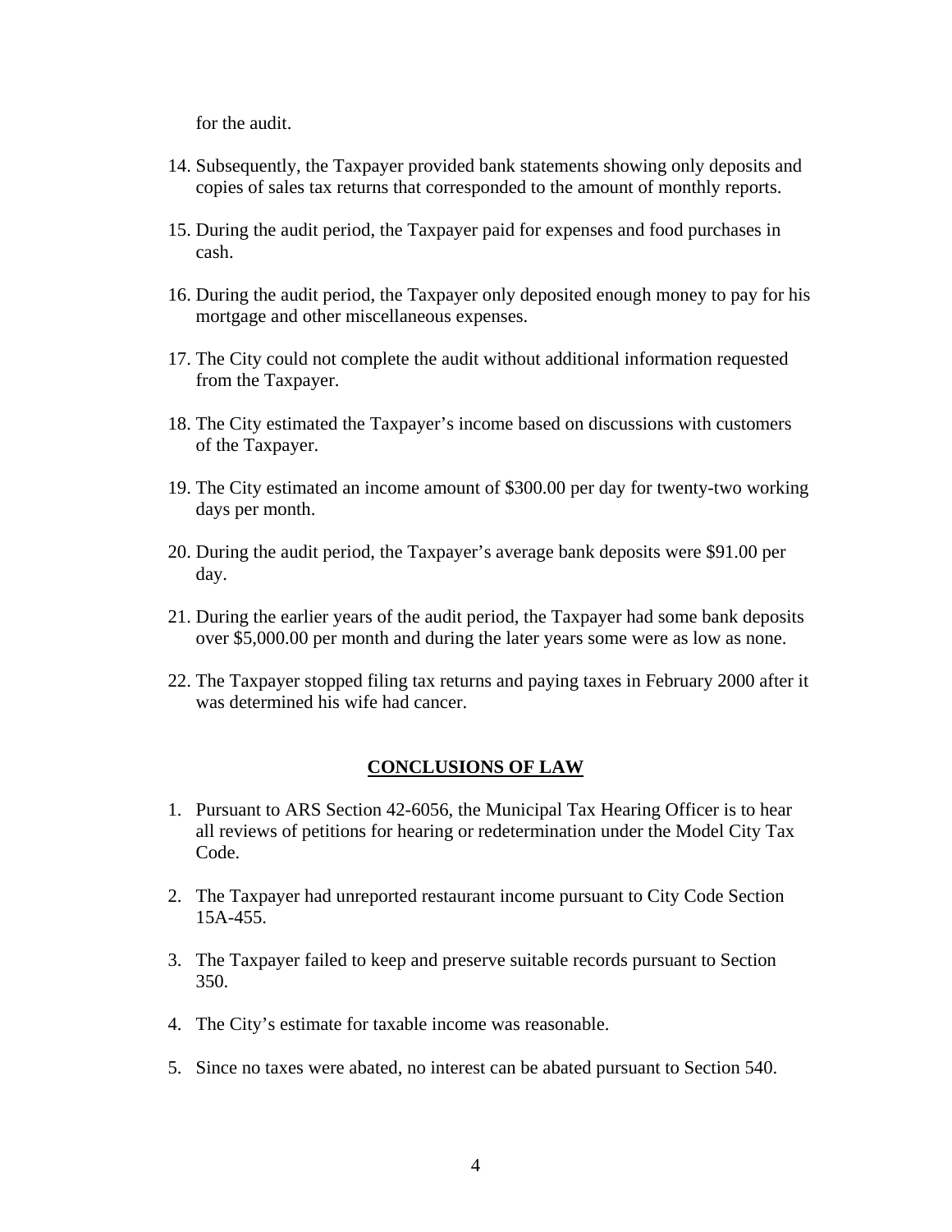for the audit.

14. Subsequently, the Taxpayer provided bank statements showing only deposits and copies of sales tax returns that corresponded to the amount of monthly reports.

15. During the audit period, the Taxpayer paid for expenses and food purchases in cash.

16. During the audit period, the Taxpayer only deposited enough money to pay for his mortgage and other miscellaneous expenses.

17. The City could not complete the audit without additional information requested from the Taxpayer.

18. The City estimated the Taxpayer's income based on discussions with customers of the Taxpayer.

19. The City estimated an income amount of $300.00 per day for twenty-two working days per month.

20. During the audit period, the Taxpayer's average bank deposits were $91.00 per day.

21. During the earlier years of the audit period, the Taxpayer had some bank deposits over $5,000.00 per month and during the later years some were as low as none.

22. The Taxpayer stopped filing tax returns and paying taxes in February 2000 after it was determined his wife had cancer.

## CONCLUSIONS OF LAW

1. Pursuant to ARS Section 42-6056, the Municipal Tax Hearing Officer is to hear all reviews of petitions for hearing or redetermination under the Model City Tax Code.

2. The Taxpayer had unreported restaurant income pursuant to City Code Section 15A-455.

3. The Taxpayer failed to keep and preserve suitable records pursuant to Section 350.

4. The City's estimate for taxable income was reasonable.

5. Since no taxes were abated, no interest can be abated pursuant to Section 540.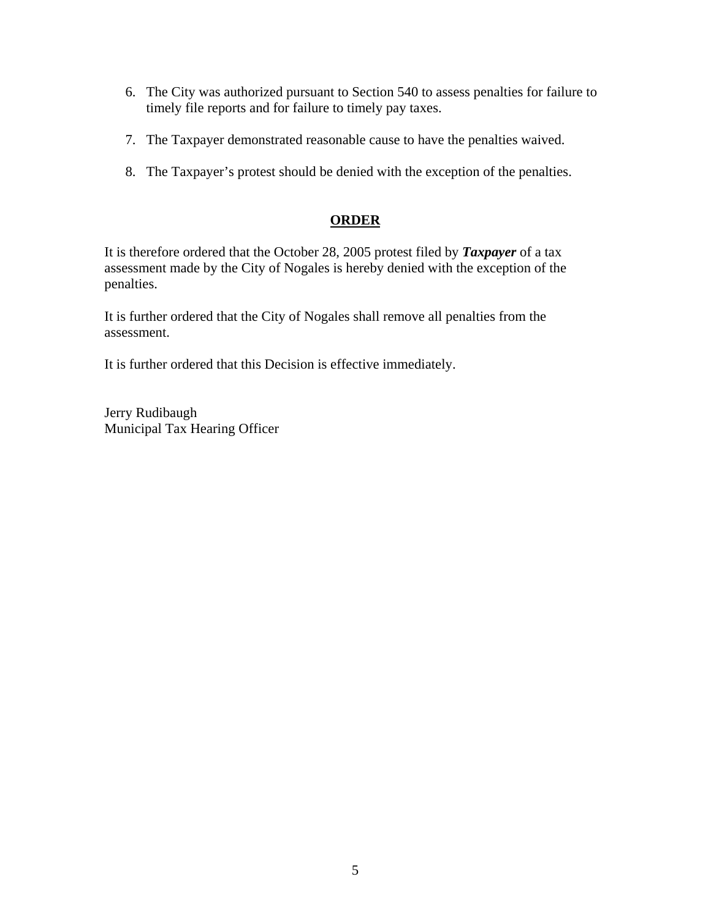6. The City was authorized pursuant to Section 540 to assess penalties for failure to timely file reports and for failure to timely pay taxes.

7. The Taxpayer demonstrated reasonable cause to have the penalties waived.

8. The Taxpayer's protest should be denied with the exception of the penalties.

## ORDER

It is therefore ordered that the October 28, 2005 protest filed by ***Taxpayer*** of a tax assessment made by the City of Nogales is hereby denied with the exception of the penalties.

It is further ordered that the City of Nogales shall remove all penalties from the assessment.

It is further ordered that this Decision is effective immediately.

Jerry Rudibaugh
Municipal Tax Hearing Officer